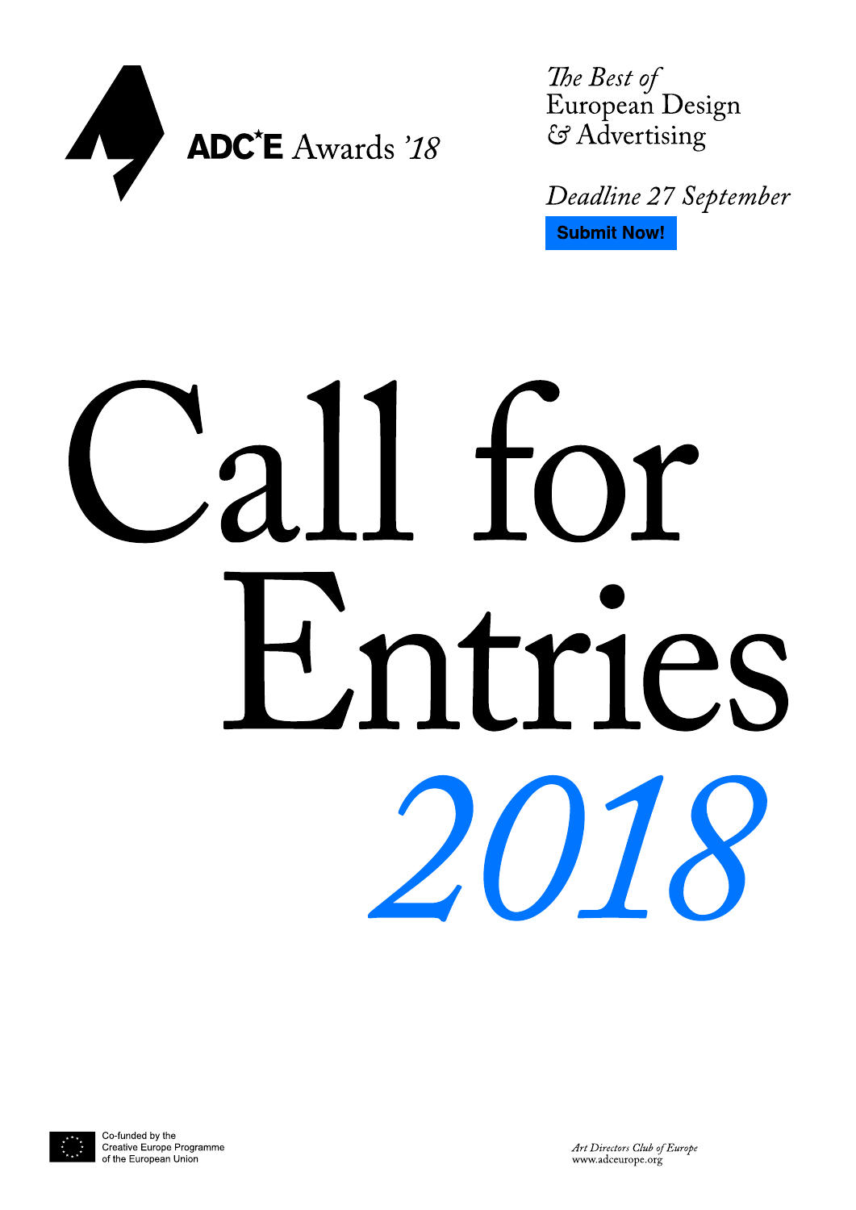ADC*E Awards '18

*The Best of*
European Design
& Advertising

*Deadline 27 September*

**Submit Now!**

# Call for Entries *2018*

Co-funded by the
Creative Europe Programme
of the European Union

*Art Directors Club of Europe*
www.adceurope.org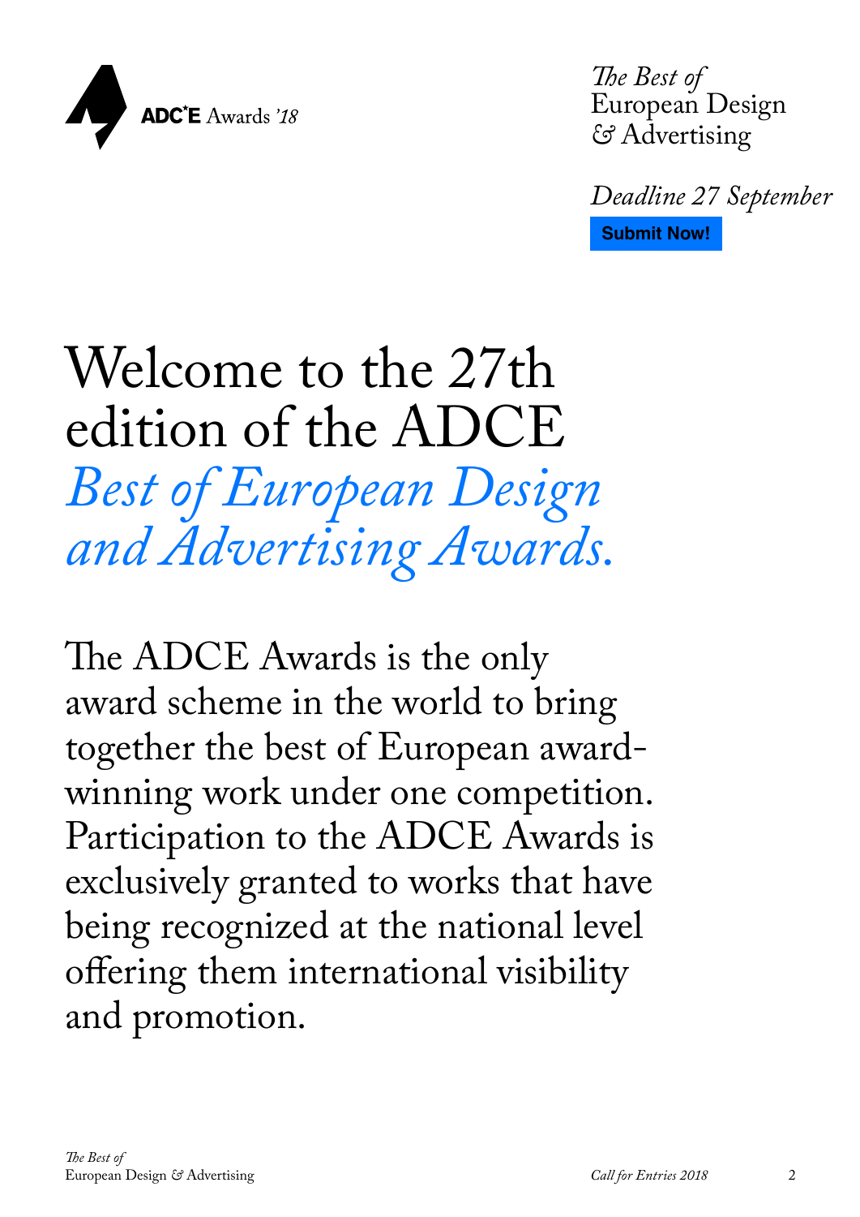ADC*E Awards '18

*The Best of*
European Design
& Advertising

*Deadline 27 September*

**Submit Now!**

# Welcome to the 27th edition of the ADCE *Best of European Design and Advertising Awards.*

The ADCE Awards is the only award scheme in the world to bring together the best of European award-winning work under one competition. Participation to the ADCE Awards is exclusively granted to works that have being recognized at the national level offering them international visibility and promotion.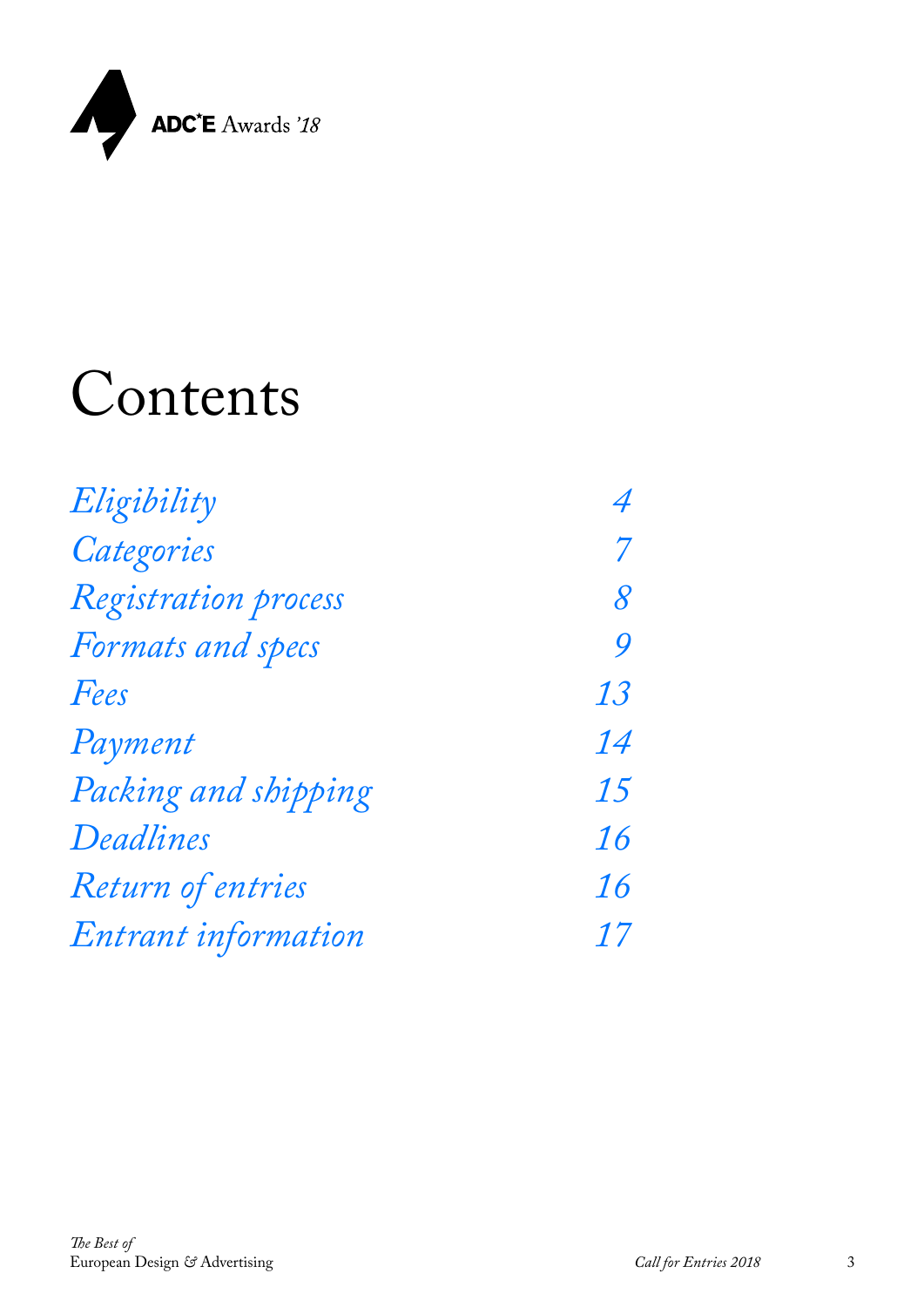ADC*E Awards '18

# Contents

| | |
|---|---|
| *Eligibility* | *4* |
| *Categories* | *7* |
| *Registration process* | *8* |
| *Formats and specs* | *9* |
| *Fees* | *13* |
| *Payment* | *14* |
| *Packing and shipping* | *15* |
| *Deadlines* | *16* |
| *Return of entries* | *16* |
| *Entrant information* | *17* |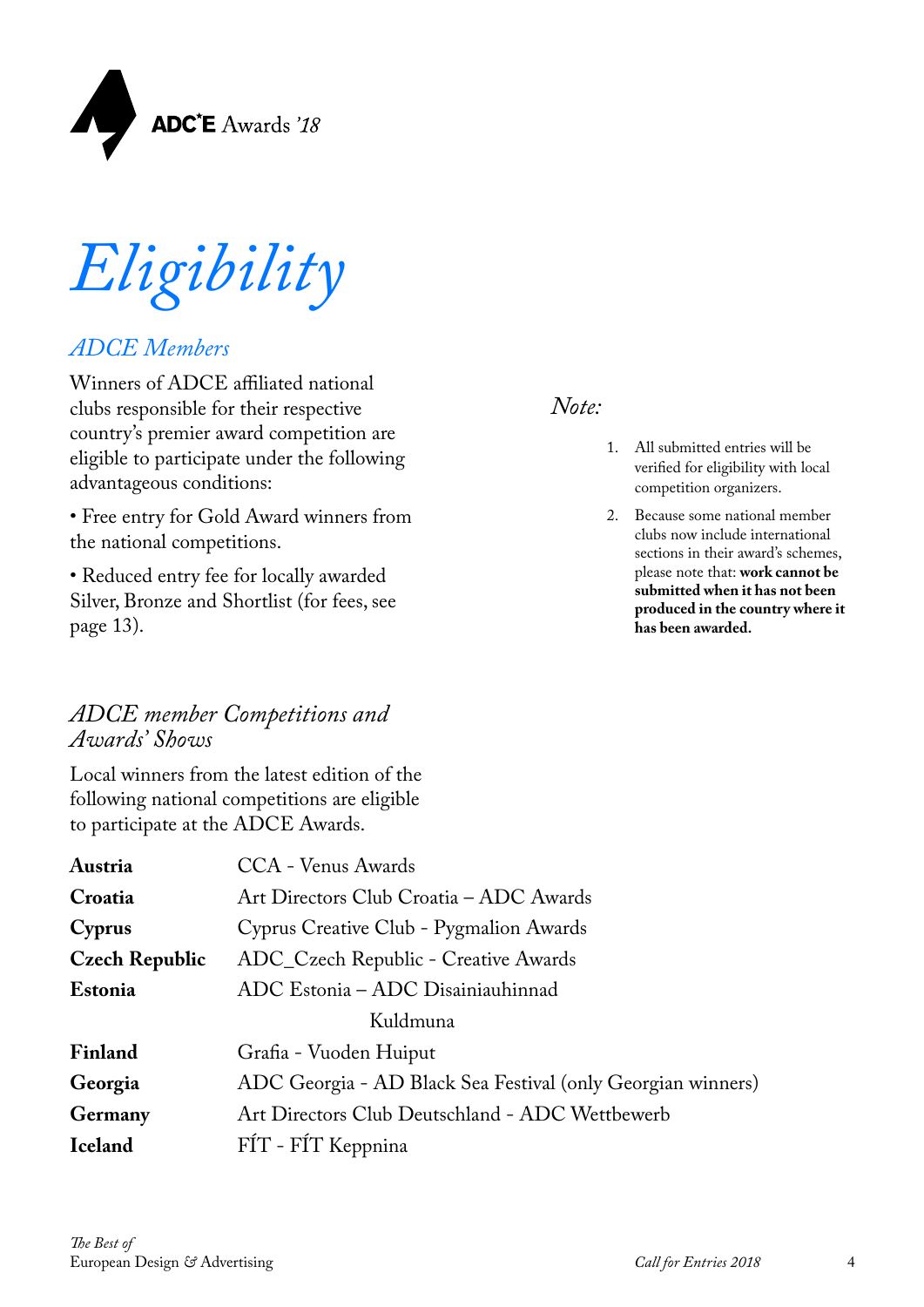# *Eligibility*

## *ADCE Members*

Winners of ADCE affiliated national clubs responsible for their respective country's premier award competition are eligible to participate under the following advantageous conditions:

• Free entry for Gold Award winners from the national competitions.

• Reduced entry fee for locally awarded Silver, Bronze and Shortlist (for fees, see page 13).

*Note:*

1. All submitted entries will be verified for eligibility with local competition organizers.
2. Because some national member clubs now include international sections in their award's schemes, please note that: **work cannot be submitted when it has not been produced in the country where it has been awarded.**

## *ADCE member Competitions and Awards' Shows*

Local winners from the latest edition of the following national competitions are eligible to participate at the ADCE Awards.

| | |
|---|---|
| **Austria** | CCA - Venus Awards |
| **Croatia** | Art Directors Club Croatia – ADC Awards |
| **Cyprus** | Cyprus Creative Club - Pygmalion Awards |
| **Czech Republic** | ADC_Czech Republic - Creative Awards |
| **Estonia** | ADC Estonia – ADC Disainiauhinnad Kuldmuna |
| **Finland** | Grafia - Vuoden Huiput |
| **Georgia** | ADC Georgia - AD Black Sea Festival (only Georgian winners) |
| **Germany** | Art Directors Club Deutschland - ADC Wettbewerb |
| **Iceland** | FÍT - FÍT Keppnina |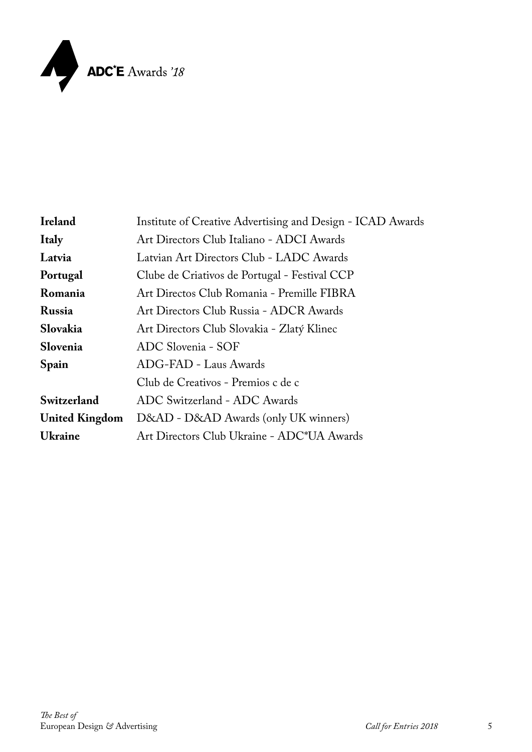| | |
|---|---|
| **Ireland** | Institute of Creative Advertising and Design - ICAD Awards |
| **Italy** | Art Directors Club Italiano - ADCI Awards |
| **Latvia** | Latvian Art Directors Club - LADC Awards |
| **Portugal** | Clube de Criativos de Portugal - Festival CCP |
| **Romania** | Art Directos Club Romania - Premille FIBRA |
| **Russia** | Art Directors Club Russia - ADCR Awards |
| **Slovakia** | Art Directors Club Slovakia - Zlatý Klinec |
| **Slovenia** | ADC Slovenia - SOF |
| **Spain** | ADG-FAD - Laus Awards |
| | Club de Creativos - Premios c de c |
| **Switzerland** | ADC Switzerland - ADC Awards |
| **United Kingdom** | D&AD - D&AD Awards (only UK winners) |
| **Ukraine** | Art Directors Club Ukraine - ADC*UA Awards |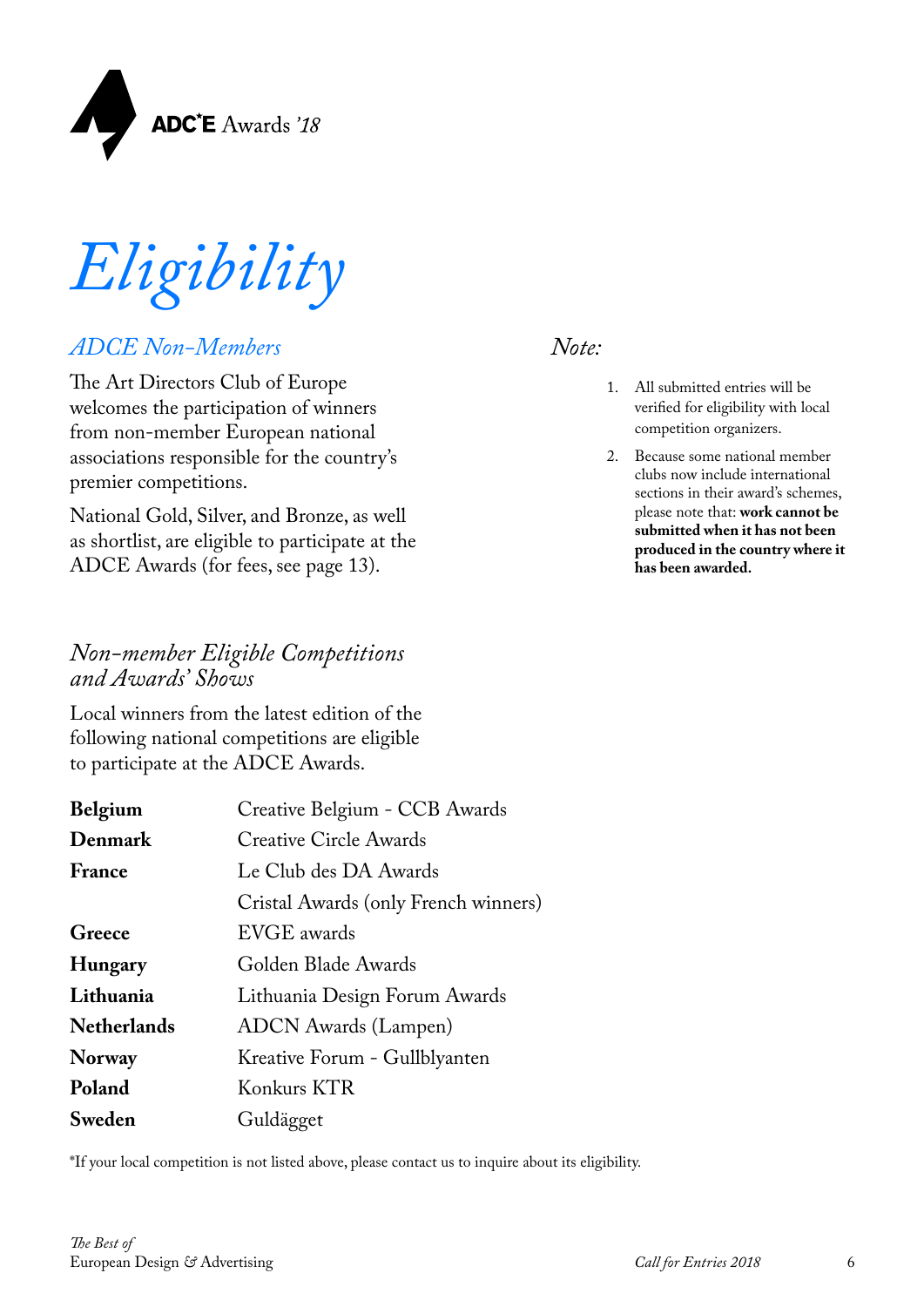# *Eligibility*

## *ADCE Non-Members*

The Art Directors Club of Europe welcomes the participation of winners from non-member European national associations responsible for the country's premier competitions.

National Gold, Silver, and Bronze, as well as shortlist, are eligible to participate at the ADCE Awards (for fees, see page 13).

### *Non-member Eligible Competitions and Awards' Shows*

Local winners from the latest edition of the following national competitions are eligible to participate at the ADCE Awards.

| | |
|---|---|
| **Belgium** | Creative Belgium - CCB Awards |
| **Denmark** | Creative Circle Awards |
| **France** | Le Club des DA Awards |
| | Cristal Awards (only French winners) |
| **Greece** | EVGE awards |
| **Hungary** | Golden Blade Awards |
| **Lithuania** | Lithuania Design Forum Awards |
| **Netherlands** | ADCN Awards (Lampen) |
| **Norway** | Kreative Forum - Gullblyanten |
| **Poland** | Konkurs KTR |
| **Sweden** | Guldägget |

*If your local competition is not listed above, please contact us to inquire about its eligibility.

## *Note:*

1. All submitted entries will be verified for eligibility with local competition organizers.
2. Because some national member clubs now include international sections in their award's schemes, please note that: **work cannot be submitted when it has not been produced in the country where it has been awarded.**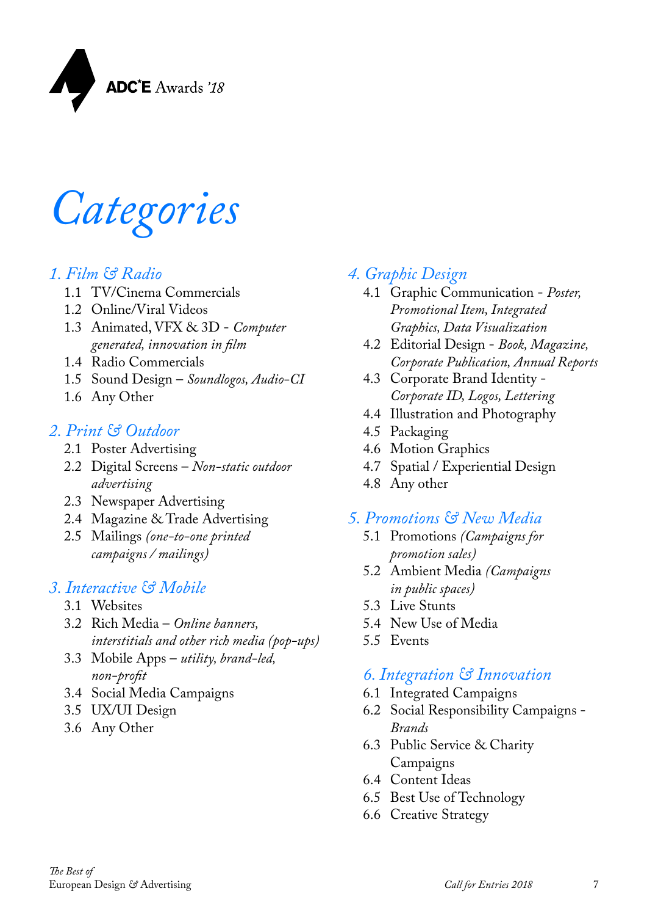ADC*E Awards '18

# Categories

## 1. Film & Radio

- 1.1 TV/Cinema Commercials
- 1.2 Online/Viral Videos
- 1.3 Animated, VFX & 3D - *Computer generated, innovation in film*
- 1.4 Radio Commercials
- 1.5 Sound Design – *Soundlogos, Audio-CI*
- 1.6 Any Other

## 2. Print & Outdoor

- 2.1 Poster Advertising
- 2.2 Digital Screens – *Non-static outdoor advertising*
- 2.3 Newspaper Advertising
- 2.4 Magazine & Trade Advertising
- 2.5 Mailings *(one-to-one printed campaigns / mailings)*

## 3. Interactive & Mobile

- 3.1 Websites
- 3.2 Rich Media – *Online banners, interstitials and other rich media (pop-ups)*
- 3.3 Mobile Apps – *utility, brand-led, non-profit*
- 3.4 Social Media Campaigns
- 3.5 UX/UI Design
- 3.6 Any Other

## 4. Graphic Design

- 4.1 Graphic Communication - *Poster, Promotional Item, Integrated Graphics, Data Visualization*
- 4.2 Editorial Design - *Book, Magazine, Corporate Publication, Annual Reports*
- 4.3 Corporate Brand Identity - *Corporate ID, Logos, Lettering*
- 4.4 Illustration and Photography
- 4.5 Packaging
- 4.6 Motion Graphics
- 4.7 Spatial / Experiential Design
- 4.8 Any other

## 5. Promotions & New Media

- 5.1 Promotions *(Campaigns for promotion sales)*
- 5.2 Ambient Media *(Campaigns in public spaces)*
- 5.3 Live Stunts
- 5.4 New Use of Media
- 5.5 Events

## 6. Integration & Innovation

- 6.1 Integrated Campaigns
- 6.2 Social Responsibility Campaigns - *Brands*
- 6.3 Public Service & Charity Campaigns
- 6.4 Content Ideas
- 6.5 Best Use of Technology
- 6.6 Creative Strategy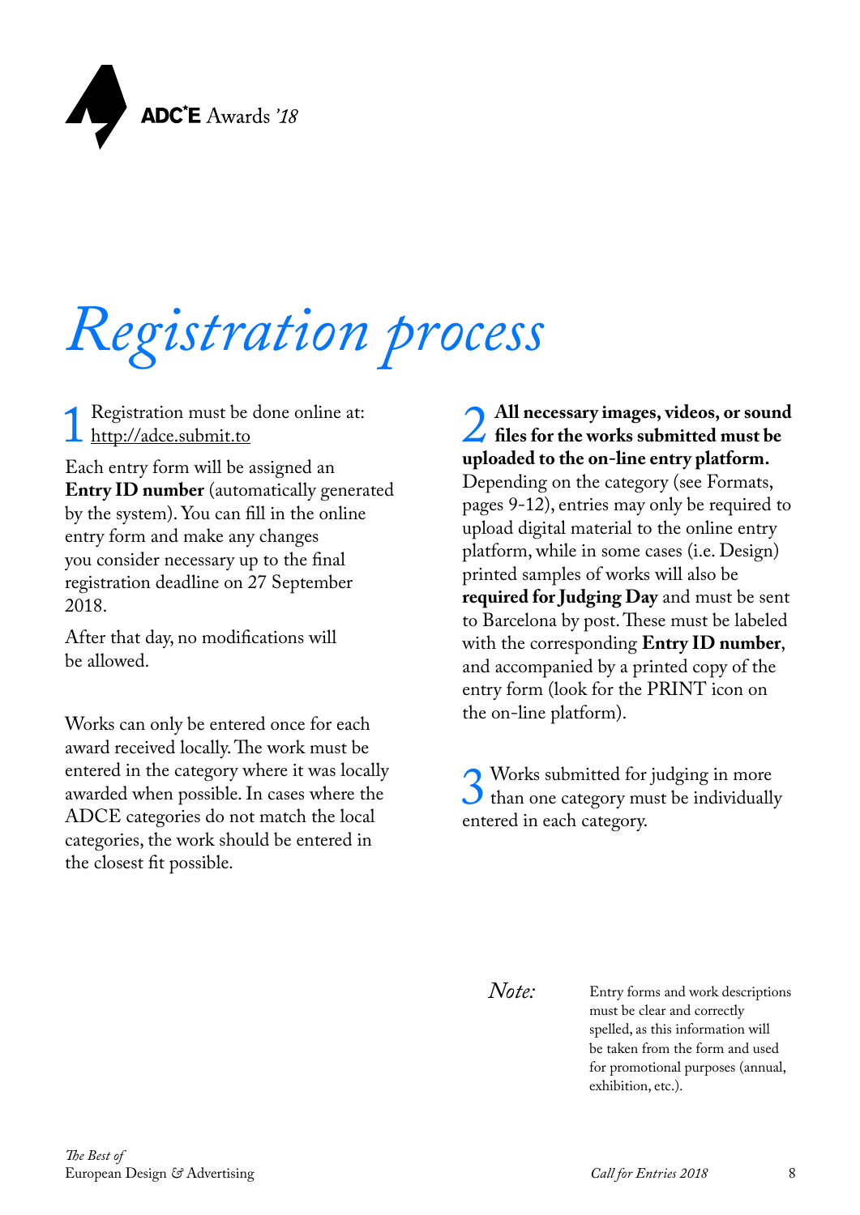# *Registration process*

1 Registration must be done online at: http://adce.submit.to

Each entry form will be assigned an **Entry ID number** (automatically generated by the system). You can fill in the online entry form and make any changes you consider necessary up to the final registration deadline on 27 September 2018.

After that day, no modifications will be allowed.

Works can only be entered once for each award received locally. The work must be entered in the category where it was locally awarded when possible. In cases where the ADCE categories do not match the local categories, the work should be entered in the closest fit possible.

2 **All necessary images, videos, or sound files for the works submitted must be uploaded to the on-line entry platform.** Depending on the category (see Formats, pages 9-12), entries may only be required to upload digital material to the online entry platform, while in some cases (i.e. Design) printed samples of works will also be **required for Judging Day** and must be sent to Barcelona by post. These must be labeled with the corresponding **Entry ID number**, and accompanied by a printed copy of the entry form (look for the PRINT icon on the on-line platform).

3 Works submitted for judging in more than one category must be individually entered in each category.

*Note:* Entry forms and work descriptions must be clear and correctly spelled, as this information will be taken from the form and used for promotional purposes (annual, exhibition, etc.).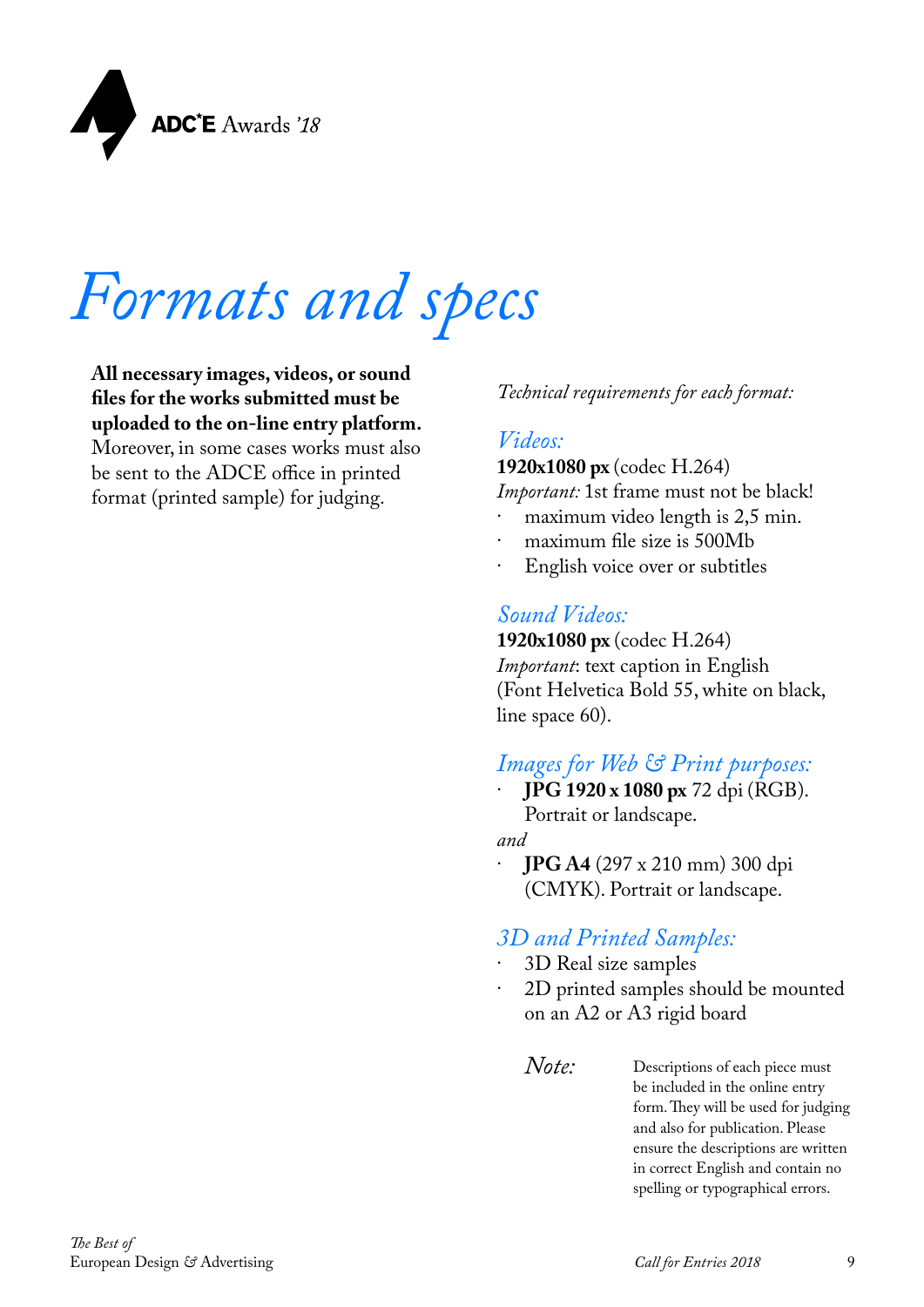# *Formats and specs*

**All necessary images, videos, or sound files for the works submitted must be uploaded to the on-line entry platform.** Moreover, in some cases works must also be sent to the ADCE office in printed format (printed sample) for judging.

*Technical requirements for each format:*

## *Videos:*

**1920x1080 px** (codec H.264)
*Important:* 1st frame must not be black!

- maximum video length is 2,5 min.
- maximum file size is 500Mb
- English voice over or subtitles

## *Sound Videos:*

**1920x1080 px** (codec H.264)
*Important*: text caption in English (Font Helvetica Bold 55, white on black, line space 60).

## *Images for Web & Print purposes:*

- **JPG 1920 x 1080 px** 72 dpi (RGB). Portrait or landscape.

*and*

- **JPG A4** (297 x 210 mm) 300 dpi (CMYK). Portrait or landscape.

## *3D and Printed Samples:*

- 3D Real size samples
- 2D printed samples should be mounted on an A2 or A3 rigid board

*Note:* Descriptions of each piece must be included in the online entry form. They will be used for judging and also for publication. Please ensure the descriptions are written in correct English and contain no spelling or typographical errors.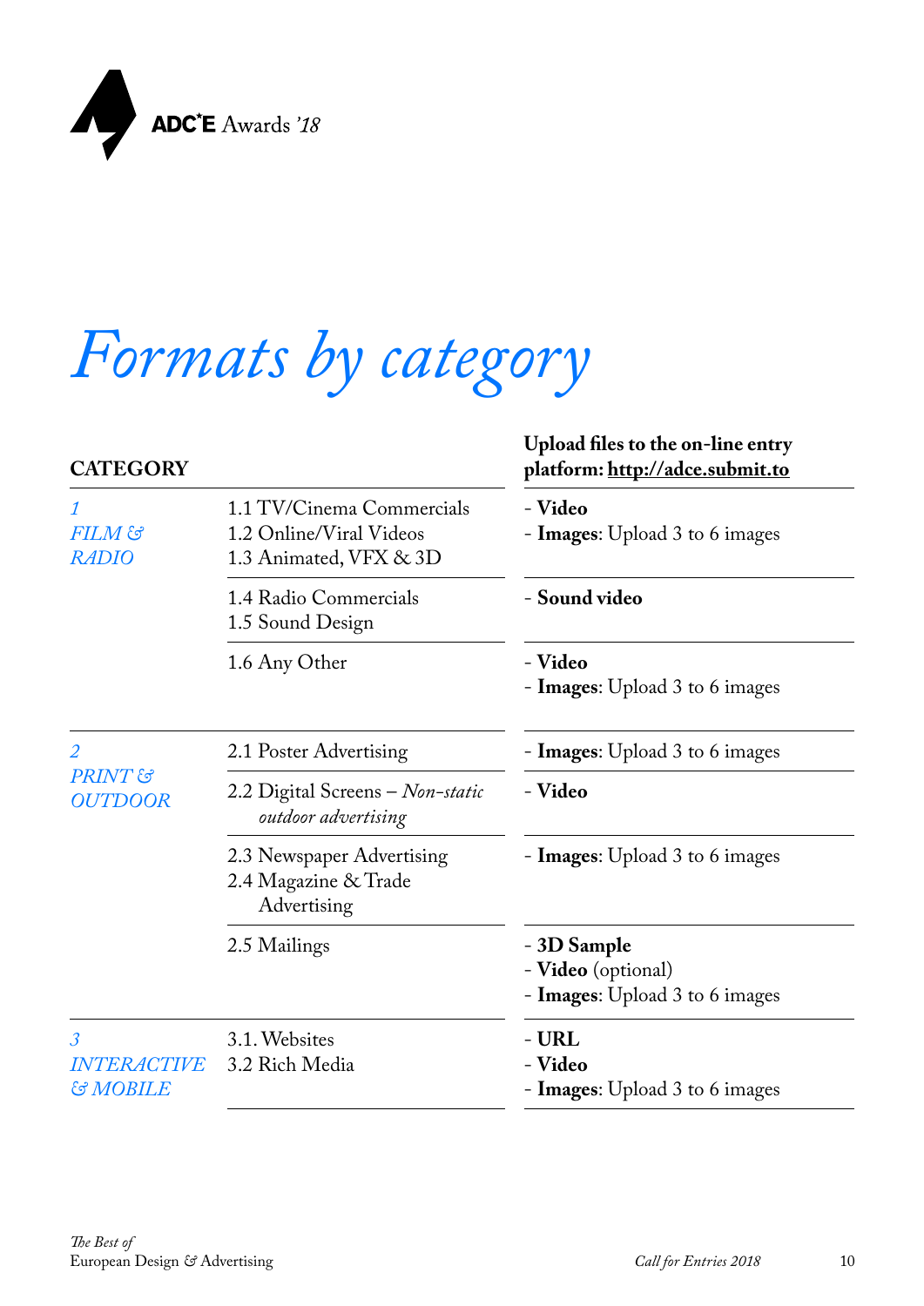# *Formats by category*

| CATEGORY | | Upload files to the on-line entry platform: **http://adce.submit.to** |
|---|---|---|
| *1 FILM & RADIO* | 1.1 TV/Cinema Commercials<br>1.2 Online/Viral Videos<br>1.3 Animated, VFX & 3D | - **Video**<br>- **Images**: Upload 3 to 6 images |
| | 1.4 Radio Commercials<br>1.5 Sound Design | - **Sound video** |
| | 1.6 Any Other | - **Video**<br>- **Images**: Upload 3 to 6 images |
| *2 PRINT & OUTDOOR* | 2.1 Poster Advertising | - **Images**: Upload 3 to 6 images |
| | 2.2 Digital Screens – *Non-static outdoor advertising* | - **Video** |
| | 2.3 Newspaper Advertising<br>2.4 Magazine & Trade Advertising | - **Images**: Upload 3 to 6 images |
| | 2.5 Mailings | - **3D Sample**<br>- **Video** (optional)<br>- **Images**: Upload 3 to 6 images |
| *3 INTERACTIVE & MOBILE* | 3.1. Websites<br>3.2 Rich Media | - **URL**<br>- **Video**<br>- **Images**: Upload 3 to 6 images |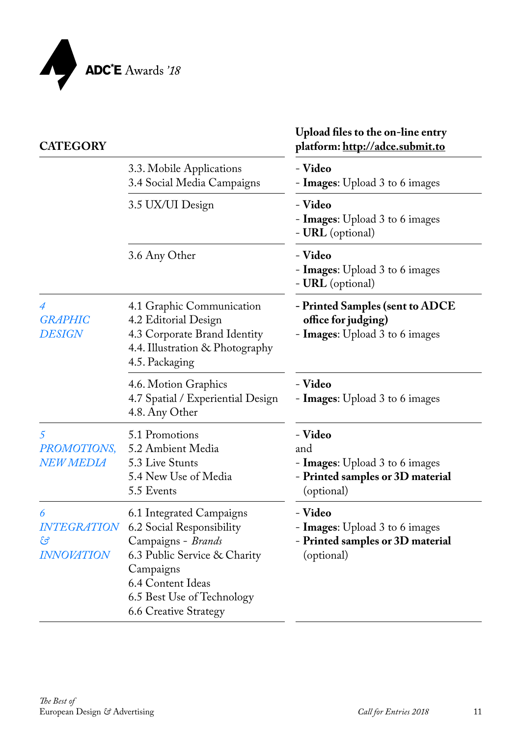| CATEGORY | | Upload files to the on-line entry platform: **http://adce.submit.to** |
|---|---|---|
| | 3.3. Mobile Applications<br>3.4 Social Media Campaigns | - **Video**<br>- **Images**: Upload 3 to 6 images |
| | 3.5 UX/UI Design | - **Video**<br>- **Images**: Upload 3 to 6 images<br>- **URL** (optional) |
| | 3.6 Any Other | - **Video**<br>- **Images**: Upload 3 to 6 images<br>- **URL** (optional) |
| *4 GRAPHIC DESIGN* | 4.1 Graphic Communication<br>4.2 Editorial Design<br>4.3 Corporate Brand Identity<br>4.4. Illustration & Photography<br>4.5. Packaging | - **Printed Samples (sent to ADCE office for judging)**<br>- **Images**: Upload 3 to 6 images |
| | 4.6. Motion Graphics<br>4.7 Spatial / Experiential Design<br>4.8. Any Other | - **Video**<br>- **Images**: Upload 3 to 6 images |
| *5 PROMOTIONS, NEW MEDIA* | 5.1 Promotions<br>5.2 Ambient Media<br>5.3 Live Stunts<br>5.4 New Use of Media<br>5.5 Events | - **Video**<br>and<br>- **Images**: Upload 3 to 6 images<br>- **Printed samples or 3D material** (optional) |
| *6 INTEGRATION & INNOVATION* | 6.1 Integrated Campaigns<br>6.2 Social Responsibility Campaigns - *Brands*<br>6.3 Public Service & Charity Campaigns<br>6.4 Content Ideas<br>6.5 Best Use of Technology<br>6.6 Creative Strategy | - **Video**<br>- **Images**: Upload 3 to 6 images<br>- **Printed samples or 3D material** (optional) |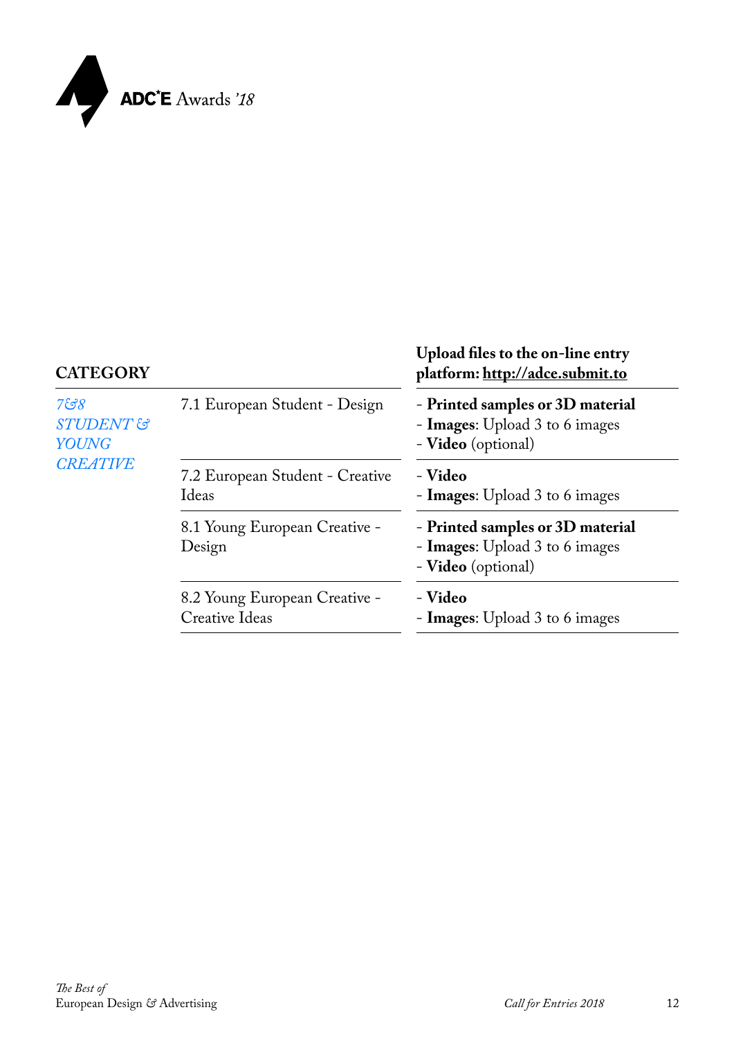| CATEGORY | | Upload files to the on-line entry platform: **http://adce.submit.to** |
|---|---|---|
| *7&8 STUDENT & YOUNG CREATIVE* | 7.1 European Student - Design | - **Printed samples or 3D material**<br>- **Images**: Upload 3 to 6 images<br>- **Video** (optional) |
| | 7.2 European Student - Creative Ideas | - **Video**<br>- **Images**: Upload 3 to 6 images |
| | 8.1 Young European Creative - Design | - **Printed samples or 3D material**<br>- **Images**: Upload 3 to 6 images<br>- **Video** (optional) |
| | 8.2 Young European Creative - Creative Ideas | - **Video**<br>- **Images**: Upload 3 to 6 images |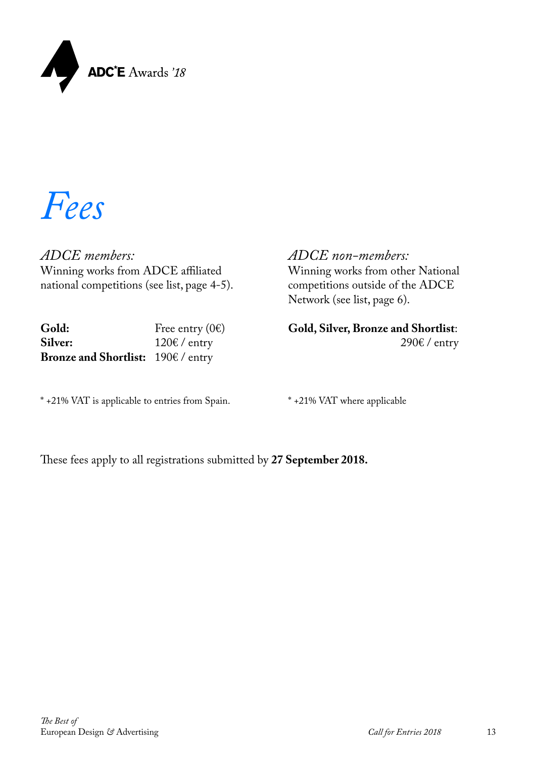# *Fees*

*ADCE members:*
Winning works from ADCE affiliated national competitions (see list, page 4-5).

| | |
|---|---|
| **Gold:** | Free entry (0€) |
| **Silver:** | 120€ / entry |
| **Bronze and Shortlist:** | 190€ / entry |

* +21% VAT is applicable to entries from Spain.

*ADCE non-members:*
Winning works from other National competitions outside of the ADCE Network (see list, page 6).

**Gold, Silver, Bronze and Shortlist**:
290€ / entry

* +21% VAT where applicable

These fees apply to all registrations submitted by **27 September 2018.**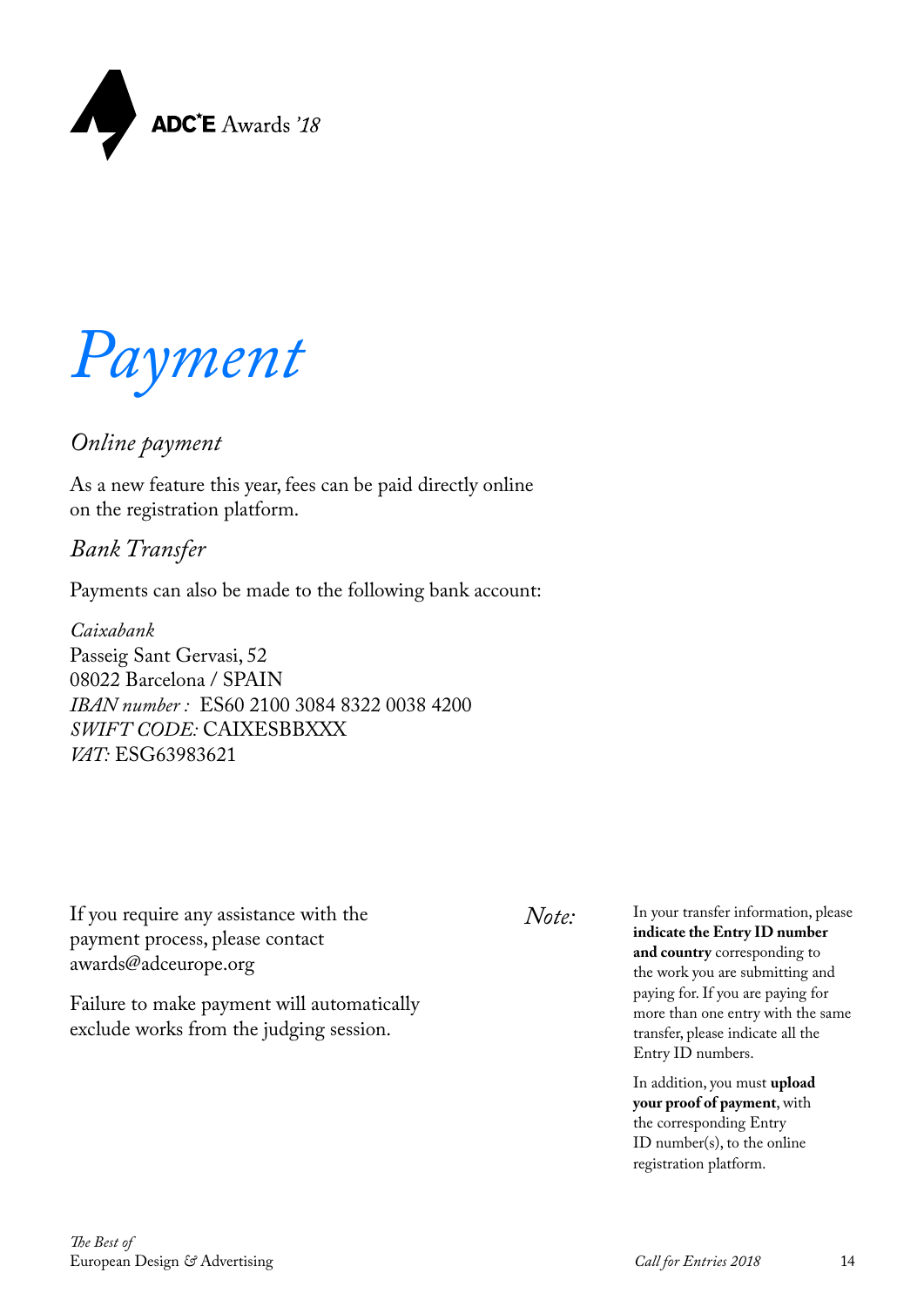# *Payment*

## *Online payment*

As a new feature this year, fees can be paid directly online on the registration platform.

## *Bank Transfer*

Payments can also be made to the following bank account:

*Caixabank*
Passeig Sant Gervasi, 52
08022 Barcelona / SPAIN
*IBAN number :* ES60 2100 3084 8322 0038 4200
*SWIFT CODE:* CAIXESBBXXX
*VAT:* ESG63983621

If you require any assistance with the payment process, please contact awards@adceurope.org

Failure to make payment will automatically exclude works from the judging session.

*Note:*

In your transfer information, please **indicate the Entry ID number and country** corresponding to the work you are submitting and paying for. If you are paying for more than one entry with the same transfer, please indicate all the Entry ID numbers.

In addition, you must **upload your proof of payment**, with the corresponding Entry ID number(s), to the online registration platform.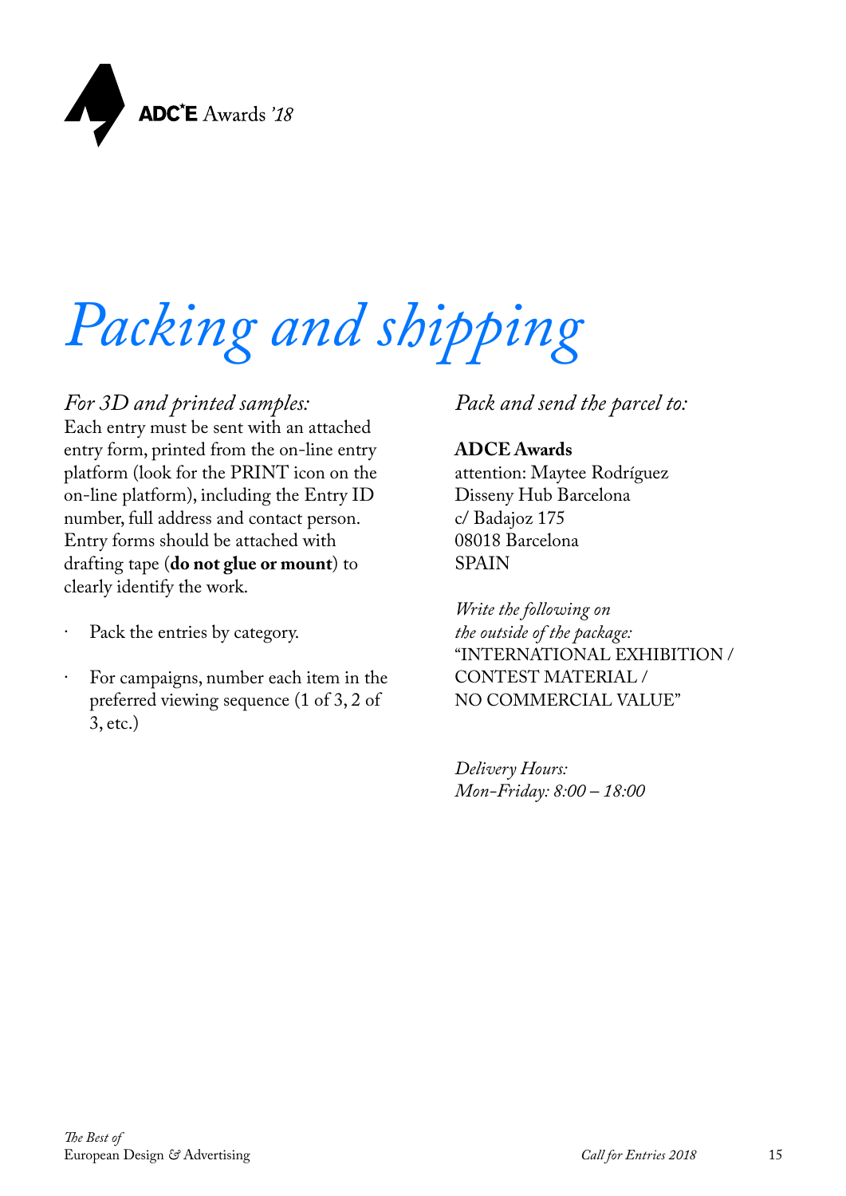# *Packing and shipping*

*For 3D and printed samples:*
Each entry must be sent with an attached entry form, printed from the on-line entry platform (look for the PRINT icon on the on-line platform), including the Entry ID number, full address and contact person. Entry forms should be attached with drafting tape (**do not glue or mount**) to clearly identify the work.

- Pack the entries by category.
- For campaigns, number each item in the preferred viewing sequence (1 of 3, 2 of 3, etc.)

*Pack and send the parcel to:*

**ADCE Awards**
attention: Maytee Rodríguez
Disseny Hub Barcelona
c/ Badajoz 175
08018 Barcelona
SPAIN

*Write the following on the outside of the package:*
"INTERNATIONAL EXHIBITION / CONTEST MATERIAL / NO COMMERCIAL VALUE"

*Delivery Hours:*
*Mon-Friday: 8:00 – 18:00*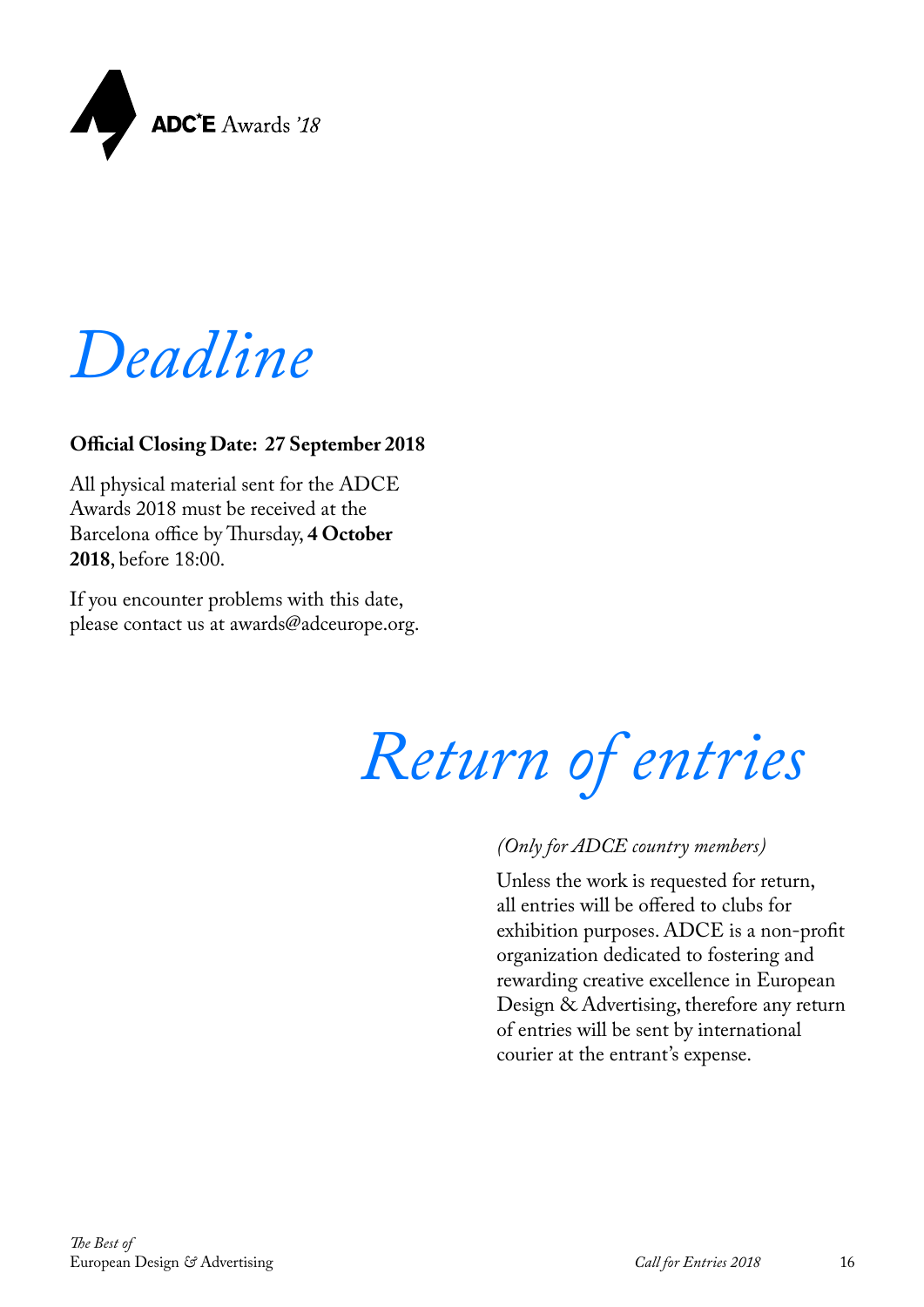# Deadline

**Official Closing Date: 27 September 2018**

All physical material sent for the ADCE Awards 2018 must be received at the Barcelona office by Thursday, **4 October 2018**, before 18:00.

If you encounter problems with this date, please contact us at awards@adceurope.org.

# Return of entries

*(Only for ADCE country members)*

Unless the work is requested for return, all entries will be offered to clubs for exhibition purposes. ADCE is a non-profit organization dedicated to fostering and rewarding creative excellence in European Design & Advertising, therefore any return of entries will be sent by international courier at the entrant's expense.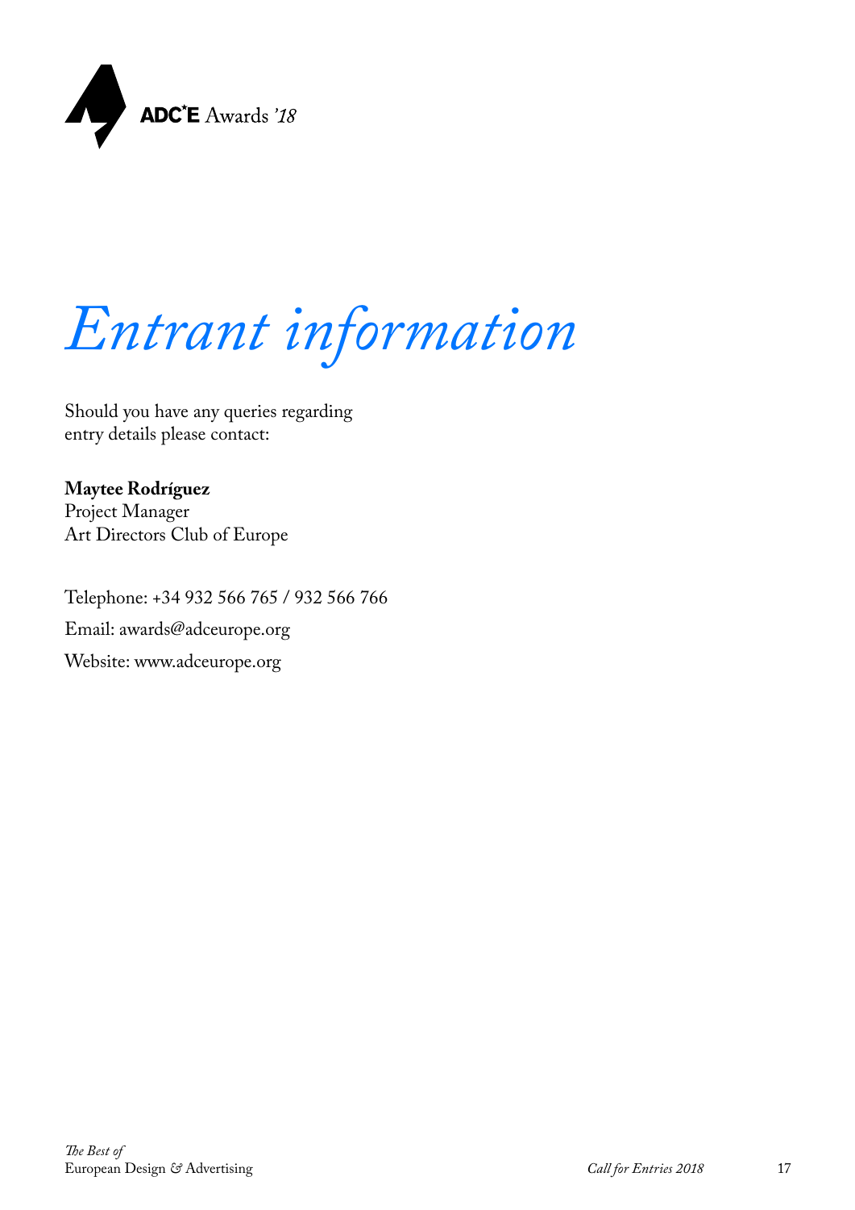# *Entrant information*

Should you have any queries regarding entry details please contact:

**Maytee Rodríguez**
Project Manager
Art Directors Club of Europe

Telephone: +34 932 566 765 / 932 566 766

Email: awards@adceurope.org

Website: www.adceurope.org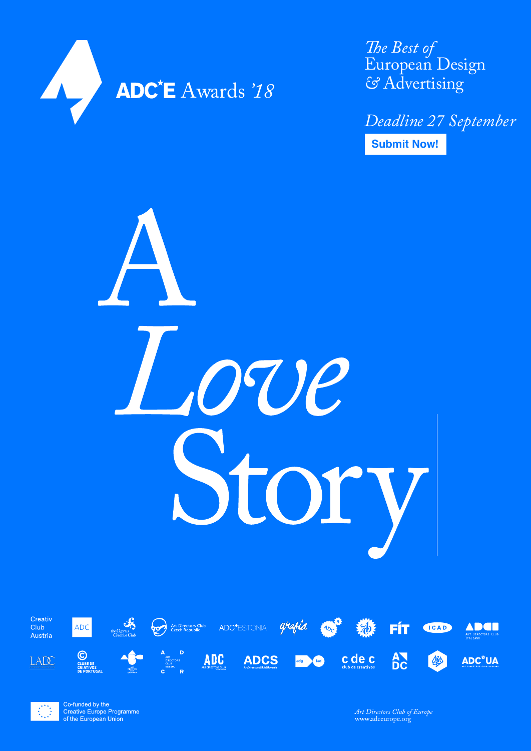ADC*E Awards '18

*The Best of*
European Design
& Advertising

*Deadline 27 September*

**Submit Now!**

# A *Love* Story

Creativ Club Austria

Art Directors Club Czech Republic

ADC*ESTONIA

CLUBE DE CRIATIVOS DE PORTUGAL

ADCS ArtDirectorsClubSlovenia

c de c club de creativos

ADC*UA

Co-funded by the Creative Europe Programme of the European Union

*Art Directors Club of Europe*
www.adceurope.org